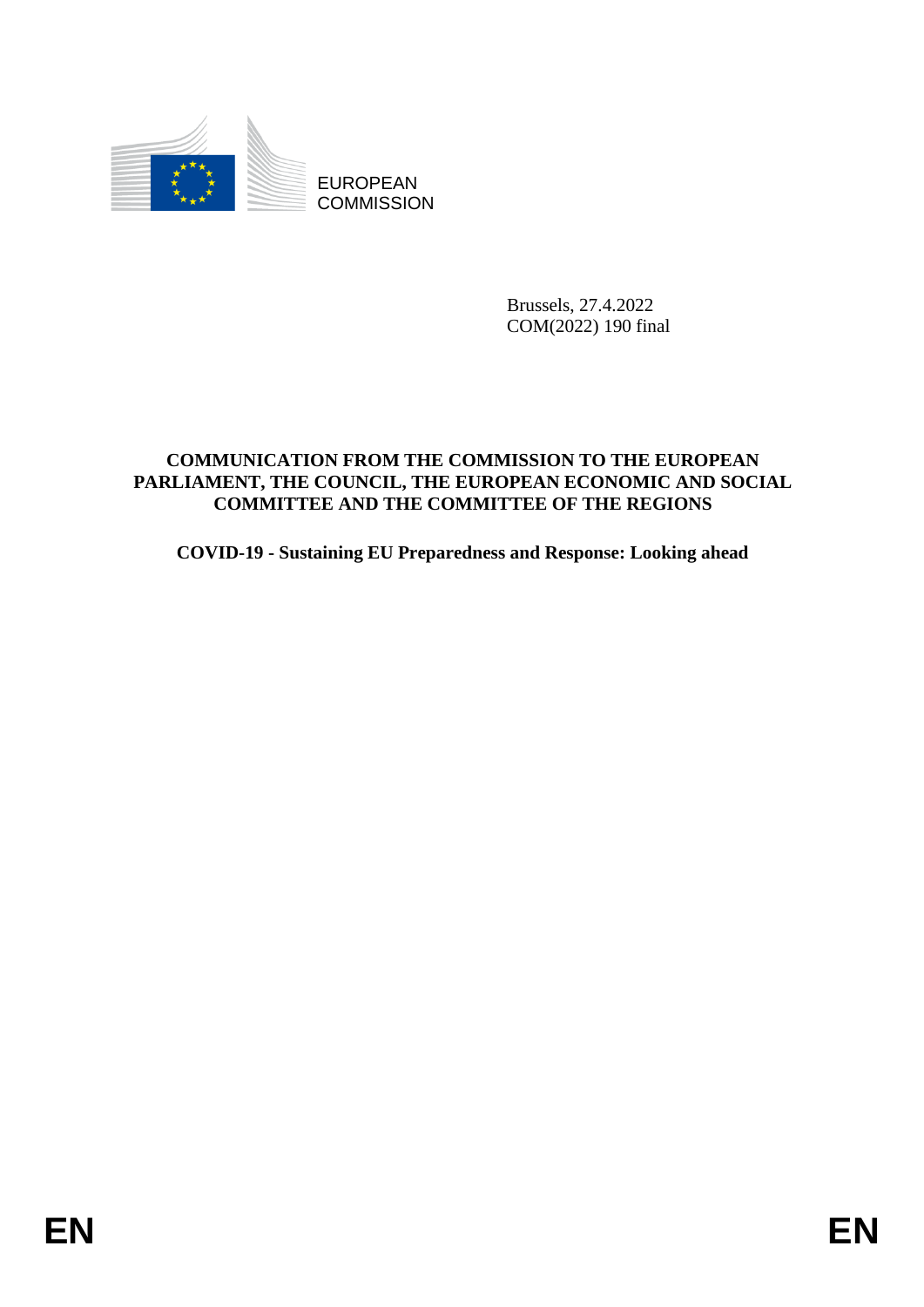EUROPEAN COMMISSION

Brussels, 27.4.2022
COM(2022) 190 final

**COMMUNICATION FROM THE COMMISSION TO THE EUROPEAN PARLIAMENT, THE COUNCIL, THE EUROPEAN ECONOMIC AND SOCIAL COMMITTEE AND THE COMMITTEE OF THE REGIONS**

**COVID-19 - Sustaining EU Preparedness and Response: Looking ahead**

EN EN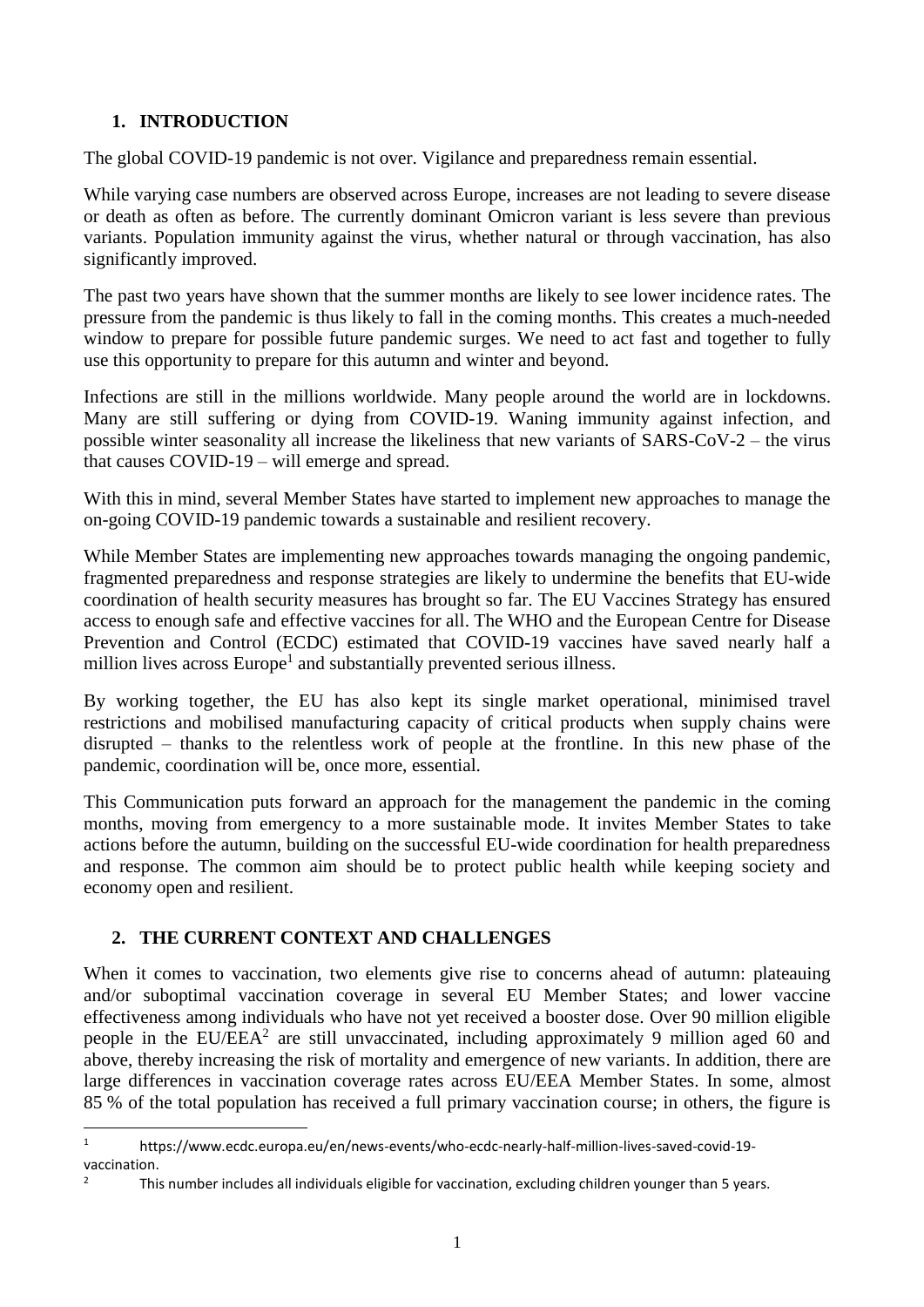## 1. INTRODUCTION

The global COVID-19 pandemic is not over. Vigilance and preparedness remain essential.

While varying case numbers are observed across Europe, increases are not leading to severe disease or death as often as before. The currently dominant Omicron variant is less severe than previous variants. Population immunity against the virus, whether natural or through vaccination, has also significantly improved.

The past two years have shown that the summer months are likely to see lower incidence rates. The pressure from the pandemic is thus likely to fall in the coming months. This creates a much-needed window to prepare for possible future pandemic surges. We need to act fast and together to fully use this opportunity to prepare for this autumn and winter and beyond.

Infections are still in the millions worldwide. Many people around the world are in lockdowns. Many are still suffering or dying from COVID-19. Waning immunity against infection, and possible winter seasonality all increase the likeliness that new variants of SARS-CoV-2 – the virus that causes COVID-19 – will emerge and spread.

With this in mind, several Member States have started to implement new approaches to manage the on-going COVID-19 pandemic towards a sustainable and resilient recovery.

While Member States are implementing new approaches towards managing the ongoing pandemic, fragmented preparedness and response strategies are likely to undermine the benefits that EU-wide coordination of health security measures has brought so far. The EU Vaccines Strategy has ensured access to enough safe and effective vaccines for all. The WHO and the European Centre for Disease Prevention and Control (ECDC) estimated that COVID-19 vaccines have saved nearly half a million lives across Europe[1] and substantially prevented serious illness.

By working together, the EU has also kept its single market operational, minimised travel restrictions and mobilised manufacturing capacity of critical products when supply chains were disrupted – thanks to the relentless work of people at the frontline. In this new phase of the pandemic, coordination will be, once more, essential.

This Communication puts forward an approach for the management the pandemic in the coming months, moving from emergency to a more sustainable mode. It invites Member States to take actions before the autumn, building on the successful EU-wide coordination for health preparedness and response. The common aim should be to protect public health while keeping society and economy open and resilient.

## 2. THE CURRENT CONTEXT AND CHALLENGES

When it comes to vaccination, two elements give rise to concerns ahead of autumn: plateauing and/or suboptimal vaccination coverage in several EU Member States; and lower vaccine effectiveness among individuals who have not yet received a booster dose. Over 90 million eligible people in the EU/EEA[2] are still unvaccinated, including approximately 9 million aged 60 and above, thereby increasing the risk of mortality and emergence of new variants. In addition, there are large differences in vaccination coverage rates across EU/EEA Member States. In some, almost 85 % of the total population has received a full primary vaccination course; in others, the figure is

---

[1] https://www.ecdc.europa.eu/en/news-events/who-ecdc-nearly-half-million-lives-saved-covid-19-vaccination.

[2] This number includes all individuals eligible for vaccination, excluding children younger than 5 years.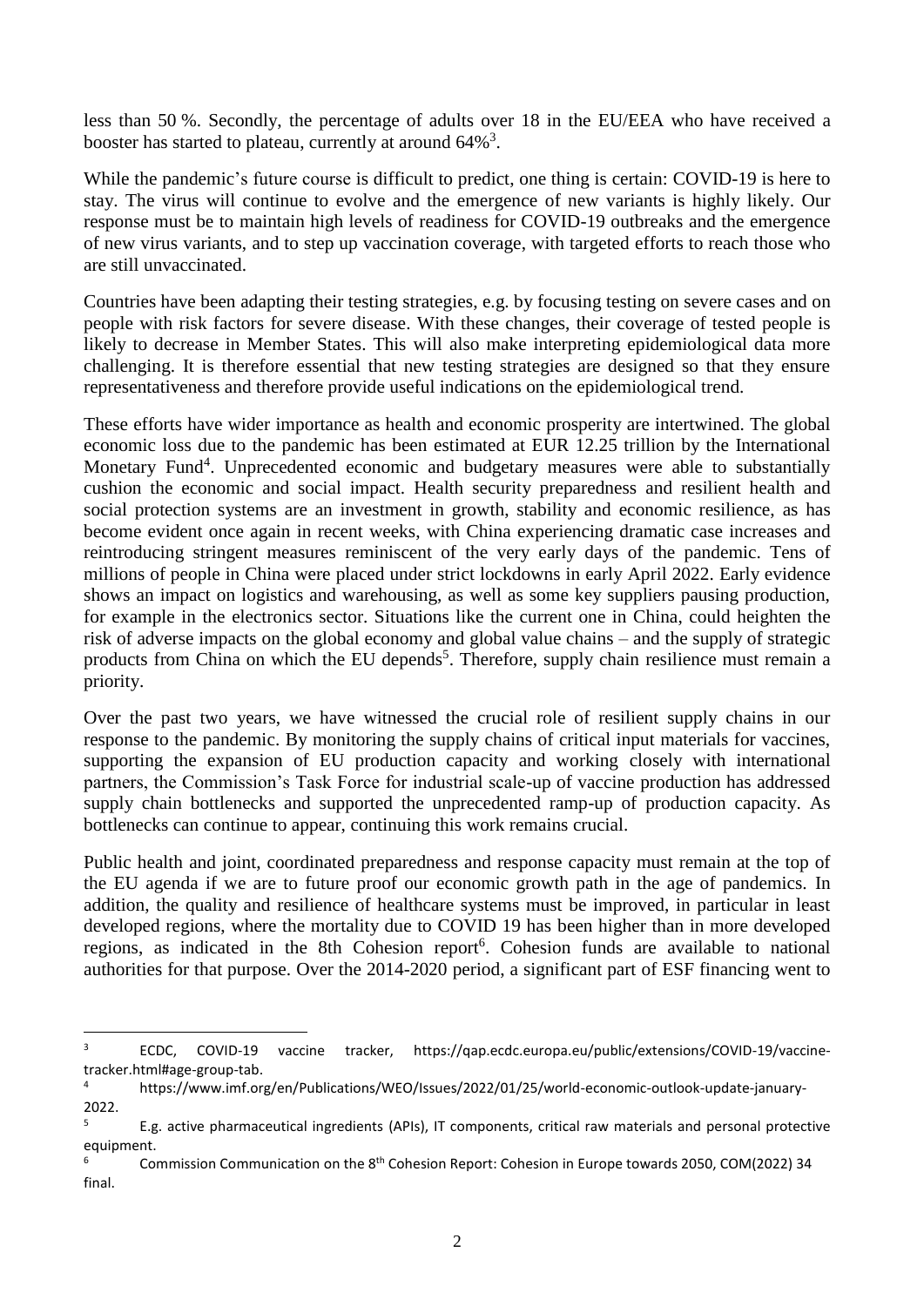less than 50 %. Secondly, the percentage of adults over 18 in the EU/EEA who have received a booster has started to plateau, currently at around 64%[3].

While the pandemic's future course is difficult to predict, one thing is certain: COVID-19 is here to stay. The virus will continue to evolve and the emergence of new variants is highly likely. Our response must be to maintain high levels of readiness for COVID-19 outbreaks and the emergence of new virus variants, and to step up vaccination coverage, with targeted efforts to reach those who are still unvaccinated.

Countries have been adapting their testing strategies, e.g. by focusing testing on severe cases and on people with risk factors for severe disease. With these changes, their coverage of tested people is likely to decrease in Member States. This will also make interpreting epidemiological data more challenging. It is therefore essential that new testing strategies are designed so that they ensure representativeness and therefore provide useful indications on the epidemiological trend.

These efforts have wider importance as health and economic prosperity are intertwined. The global economic loss due to the pandemic has been estimated at EUR 12.25 trillion by the International Monetary Fund[4]. Unprecedented economic and budgetary measures were able to substantially cushion the economic and social impact. Health security preparedness and resilient health and social protection systems are an investment in growth, stability and economic resilience, as has become evident once again in recent weeks, with China experiencing dramatic case increases and reintroducing stringent measures reminiscent of the very early days of the pandemic. Tens of millions of people in China were placed under strict lockdowns in early April 2022. Early evidence shows an impact on logistics and warehousing, as well as some key suppliers pausing production, for example in the electronics sector. Situations like the current one in China, could heighten the risk of adverse impacts on the global economy and global value chains – and the supply of strategic products from China on which the EU depends[5]. Therefore, supply chain resilience must remain a priority.

Over the past two years, we have witnessed the crucial role of resilient supply chains in our response to the pandemic. By monitoring the supply chains of critical input materials for vaccines, supporting the expansion of EU production capacity and working closely with international partners, the Commission's Task Force for industrial scale-up of vaccine production has addressed supply chain bottlenecks and supported the unprecedented ramp-up of production capacity. As bottlenecks can continue to appear, continuing this work remains crucial.

Public health and joint, coordinated preparedness and response capacity must remain at the top of the EU agenda if we are to future proof our economic growth path in the age of pandemics. In addition, the quality and resilience of healthcare systems must be improved, in particular in least developed regions, where the mortality due to COVID 19 has been higher than in more developed regions, as indicated in the 8th Cohesion report[6]. Cohesion funds are available to national authorities for that purpose. Over the 2014-2020 period, a significant part of ESF financing went to

---

[3] ECDC, COVID-19 vaccine tracker, https://qap.ecdc.europa.eu/public/extensions/COVID-19/vaccine-tracker.html#age-group-tab.

[4] https://www.imf.org/en/Publications/WEO/Issues/2022/01/25/world-economic-outlook-update-january-2022.

[5] E.g. active pharmaceutical ingredients (APIs), IT components, critical raw materials and personal protective equipment.

[6] Commission Communication on the 8th Cohesion Report: Cohesion in Europe towards 2050, COM(2022) 34 final.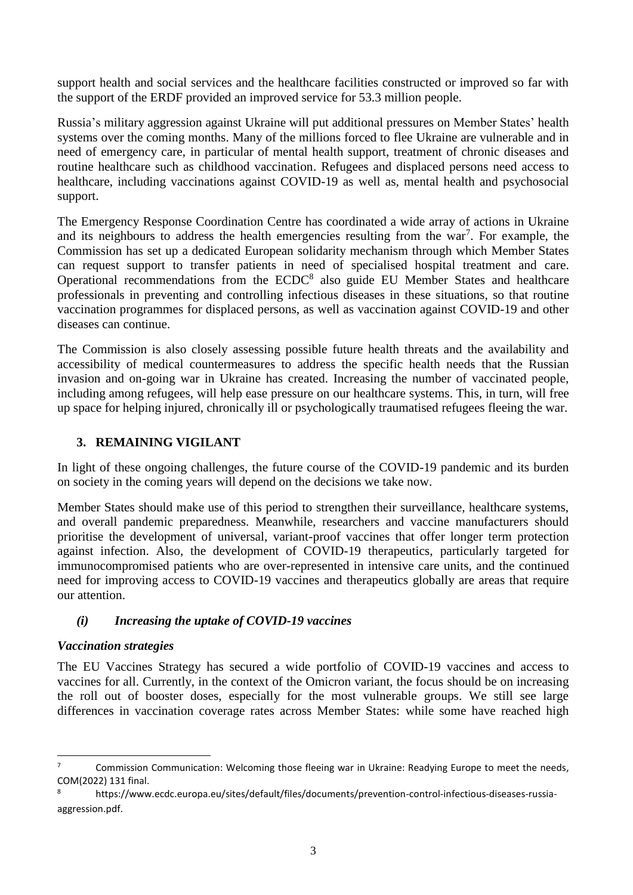support health and social services and the healthcare facilities constructed or improved so far with the support of the ERDF provided an improved service for 53.3 million people.

Russia's military aggression against Ukraine will put additional pressures on Member States' health systems over the coming months. Many of the millions forced to flee Ukraine are vulnerable and in need of emergency care, in particular of mental health support, treatment of chronic diseases and routine healthcare such as childhood vaccination. Refugees and displaced persons need access to healthcare, including vaccinations against COVID-19 as well as, mental health and psychosocial support.

The Emergency Response Coordination Centre has coordinated a wide array of actions in Ukraine and its neighbours to address the health emergencies resulting from the war[7]. For example, the Commission has set up a dedicated European solidarity mechanism through which Member States can request support to transfer patients in need of specialised hospital treatment and care. Operational recommendations from the ECDC[8] also guide EU Member States and healthcare professionals in preventing and controlling infectious diseases in these situations, so that routine vaccination programmes for displaced persons, as well as vaccination against COVID-19 and other diseases can continue.

The Commission is also closely assessing possible future health threats and the availability and accessibility of medical countermeasures to address the specific health needs that the Russian invasion and on-going war in Ukraine has created. Increasing the number of vaccinated people, including among refugees, will help ease pressure on our healthcare systems. This, in turn, will free up space for helping injured, chronically ill or psychologically traumatised refugees fleeing the war.

## 3. REMAINING VIGILANT

In light of these ongoing challenges, the future course of the COVID-19 pandemic and its burden on society in the coming years will depend on the decisions we take now.

Member States should make use of this period to strengthen their surveillance, healthcare systems, and overall pandemic preparedness. Meanwhile, researchers and vaccine manufacturers should prioritise the development of universal, variant-proof vaccines that offer longer term protection against infection. Also, the development of COVID-19 therapeutics, particularly targeted for immunocompromised patients who are over-represented in intensive care units, and the continued need for improving access to COVID-19 vaccines and therapeutics globally are areas that require our attention.

### *(i) Increasing the uptake of COVID-19 vaccines*

#### *Vaccination strategies*

The EU Vaccines Strategy has secured a wide portfolio of COVID-19 vaccines and access to vaccines for all. Currently, in the context of the Omicron variant, the focus should be on increasing the roll out of booster doses, especially for the most vulnerable groups. We still see large differences in vaccination coverage rates across Member States: while some have reached high

---

[7] Commission Communication: Welcoming those fleeing war in Ukraine: Readying Europe to meet the needs, COM(2022) 131 final.

[8] https://www.ecdc.europa.eu/sites/default/files/documents/prevention-control-infectious-diseases-russia-aggression.pdf.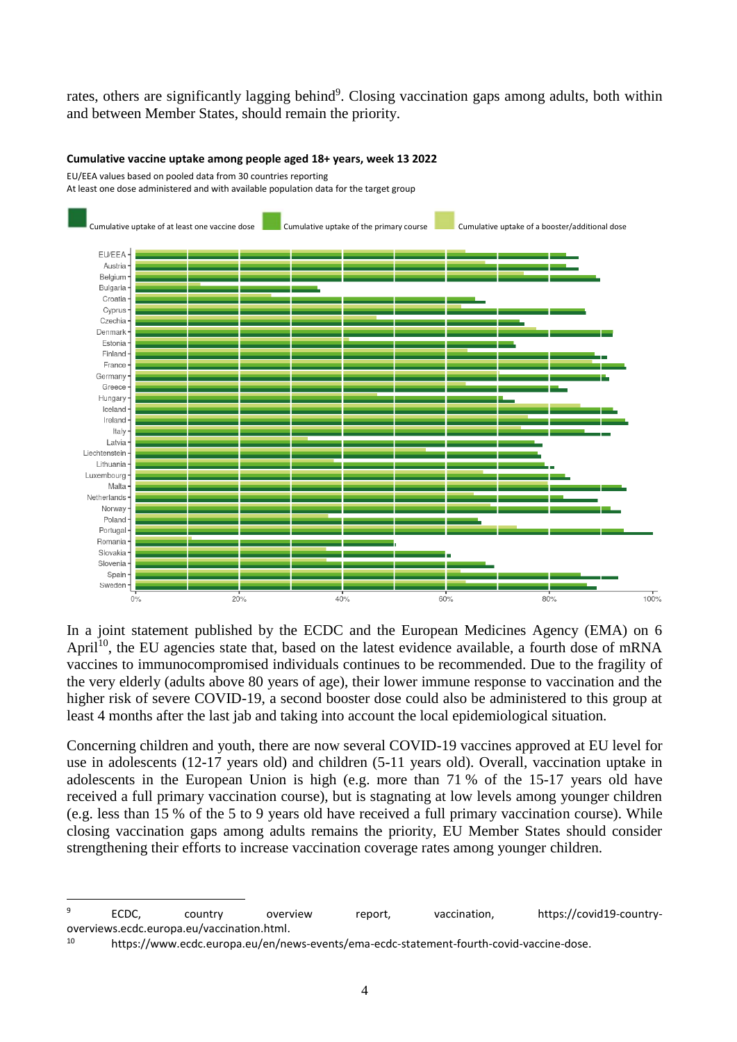rates, others are significantly lagging behind[9]. Closing vaccination gaps among adults, both within and between Member States, should remain the priority.

**Cumulative vaccine uptake among people aged 18+ years, week 13 2022**

EU/EEA values based on pooled data from 30 countries reporting

At least one dose administered and with available population data for the target group

Cumulative uptake of at least one vaccine dose | Cumulative uptake of the primary course | Cumulative uptake of a booster/additional dose

EU/EEA, Austria, Belgium, Bulgaria, Croatia, Cyprus, Czechia, Denmark, Estonia, Finland, France, Germany, Greece, Hungary, Iceland, Ireland, Italy, Latvia, Liechtenstein, Lithuania, Luxembourg, Malta, Netherlands, Norway, Poland, Portugal, Romania, Slovakia, Slovenia, Spain, Sweden

0% 20% 40% 60% 80% 100%

In a joint statement published by the ECDC and the European Medicines Agency (EMA) on 6 April[10], the EU agencies state that, based on the latest evidence available, a fourth dose of mRNA vaccines to immunocompromised individuals continues to be recommended. Due to the fragility of the very elderly (adults above 80 years of age), their lower immune response to vaccination and the higher risk of severe COVID-19, a second booster dose could also be administered to this group at least 4 months after the last jab and taking into account the local epidemiological situation.

Concerning children and youth, there are now several COVID-19 vaccines approved at EU level for use in adolescents (12-17 years old) and children (5-11 years old). Overall, vaccination uptake in adolescents in the European Union is high (e.g. more than 71 % of the 15-17 years old have received a full primary vaccination course), but is stagnating at low levels among younger children (e.g. less than 15 % of the 5 to 9 years old have received a full primary vaccination course). While closing vaccination gaps among adults remains the priority, EU Member States should consider strengthening their efforts to increase vaccination coverage rates among younger children.

---

[9] ECDC, country overview report, vaccination, https://covid19-country-overviews.ecdc.europa.eu/vaccination.html.

[10] https://www.ecdc.europa.eu/en/news-events/ema-ecdc-statement-fourth-covid-vaccine-dose.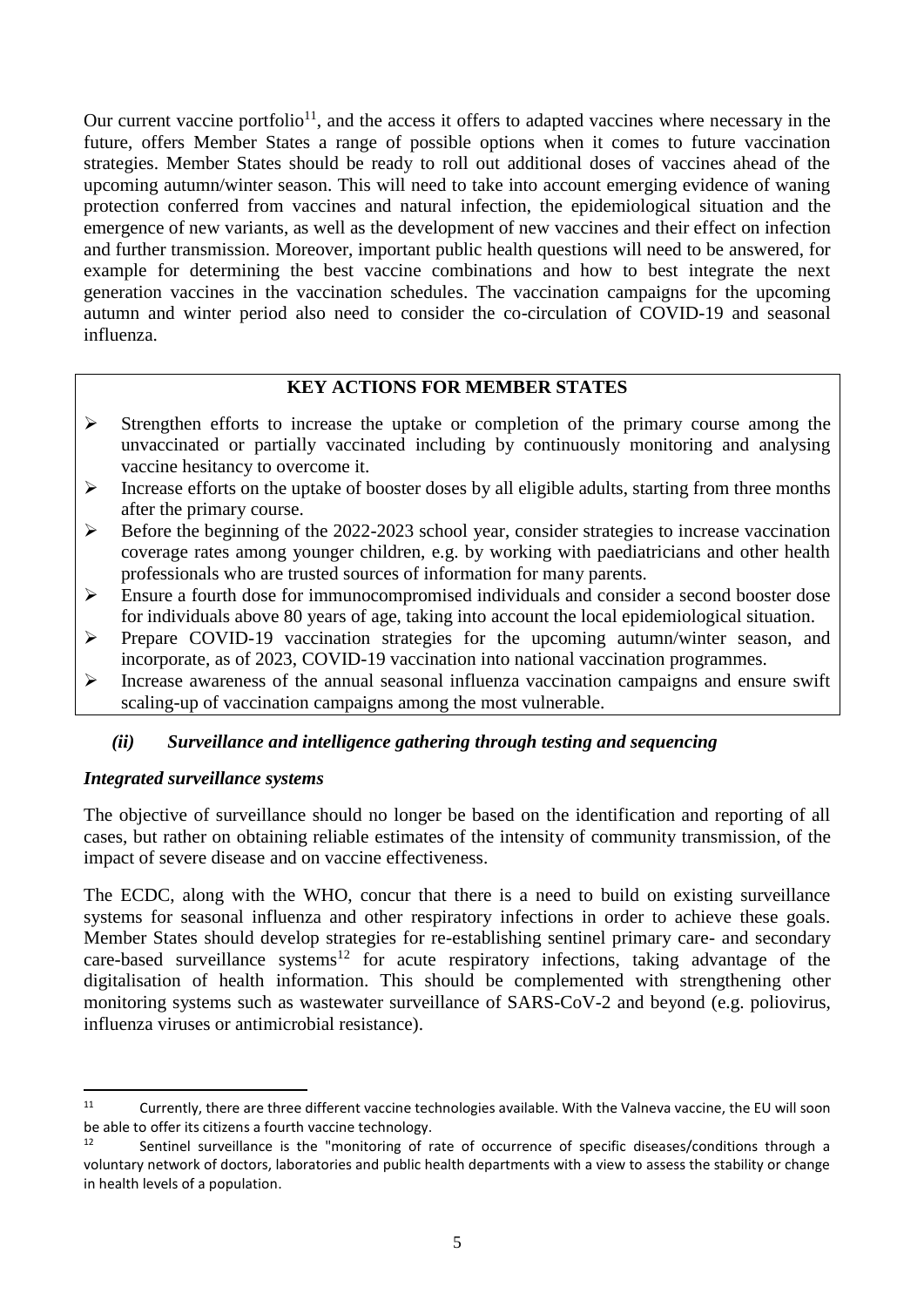Our current vaccine portfolio[11], and the access it offers to adapted vaccines where necessary in the future, offers Member States a range of possible options when it comes to future vaccination strategies. Member States should be ready to roll out additional doses of vaccines ahead of the upcoming autumn/winter season. This will need to take into account emerging evidence of waning protection conferred from vaccines and natural infection, the epidemiological situation and the emergence of new variants, as well as the development of new vaccines and their effect on infection and further transmission. Moreover, important public health questions will need to be answered, for example for determining the best vaccine combinations and how to best integrate the next generation vaccines in the vaccination schedules. The vaccination campaigns for the upcoming autumn and winter period also need to consider the co-circulation of COVID-19 and seasonal influenza.

**KEY ACTIONS FOR MEMBER STATES**

- Strengthen efforts to increase the uptake or completion of the primary course among the unvaccinated or partially vaccinated including by continuously monitoring and analysing vaccine hesitancy to overcome it.
- Increase efforts on the uptake of booster doses by all eligible adults, starting from three months after the primary course.
- Before the beginning of the 2022-2023 school year, consider strategies to increase vaccination coverage rates among younger children, e.g. by working with paediatricians and other health professionals who are trusted sources of information for many parents.
- Ensure a fourth dose for immunocompromised individuals and consider a second booster dose for individuals above 80 years of age, taking into account the local epidemiological situation.
- Prepare COVID-19 vaccination strategies for the upcoming autumn/winter season, and incorporate, as of 2023, COVID-19 vaccination into national vaccination programmes.
- Increase awareness of the annual seasonal influenza vaccination campaigns and ensure swift scaling-up of vaccination campaigns among the most vulnerable.

### *(ii) Surveillance and intelligence gathering through testing and sequencing*

#### *Integrated surveillance systems*

The objective of surveillance should no longer be based on the identification and reporting of all cases, but rather on obtaining reliable estimates of the intensity of community transmission, of the impact of severe disease and on vaccine effectiveness.

The ECDC, along with the WHO, concur that there is a need to build on existing surveillance systems for seasonal influenza and other respiratory infections in order to achieve these goals. Member States should develop strategies for re-establishing sentinel primary care- and secondary care-based surveillance systems[12] for acute respiratory infections, taking advantage of the digitalisation of health information. This should be complemented with strengthening other monitoring systems such as wastewater surveillance of SARS-CoV-2 and beyond (e.g. poliovirus, influenza viruses or antimicrobial resistance).

---

[11] Currently, there are three different vaccine technologies available. With the Valneva vaccine, the EU will soon be able to offer its citizens a fourth vaccine technology.

[12] Sentinel surveillance is the "monitoring of rate of occurrence of specific diseases/conditions through a voluntary network of doctors, laboratories and public health departments with a view to assess the stability or change in health levels of a population.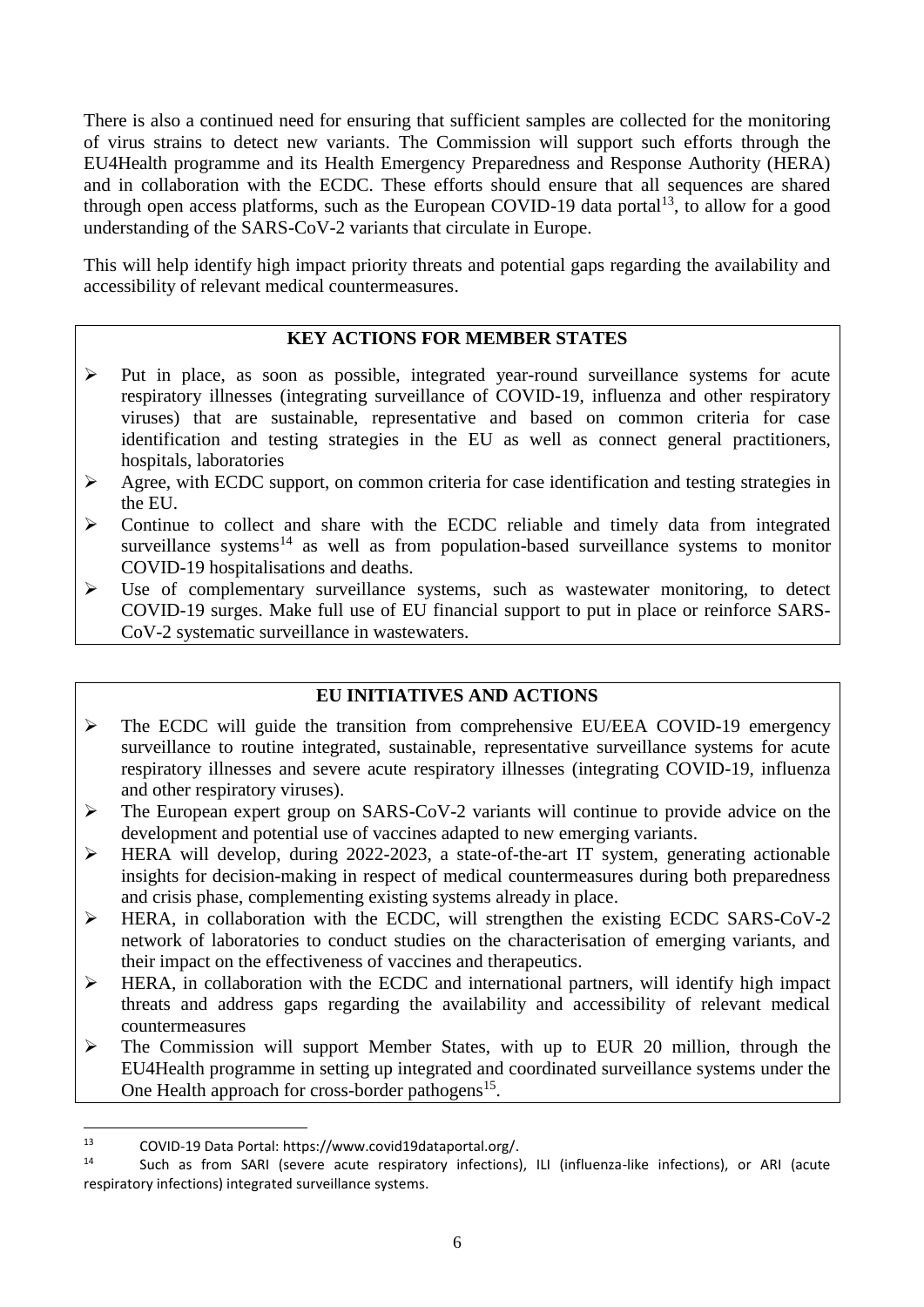There is also a continued need for ensuring that sufficient samples are collected for the monitoring of virus strains to detect new variants. The Commission will support such efforts through the EU4Health programme and its Health Emergency Preparedness and Response Authority (HERA) and in collaboration with the ECDC. These efforts should ensure that all sequences are shared through open access platforms, such as the European COVID-19 data portal[13], to allow for a good understanding of the SARS-CoV-2 variants that circulate in Europe.

This will help identify high impact priority threats and potential gaps regarding the availability and accessibility of relevant medical countermeasures.

**KEY ACTIONS FOR MEMBER STATES**

- Put in place, as soon as possible, integrated year-round surveillance systems for acute respiratory illnesses (integrating surveillance of COVID-19, influenza and other respiratory viruses) that are sustainable, representative and based on common criteria for case identification and testing strategies in the EU as well as connect general practitioners, hospitals, laboratories
- Agree, with ECDC support, on common criteria for case identification and testing strategies in the EU.
- Continue to collect and share with the ECDC reliable and timely data from integrated surveillance systems[14] as well as from population-based surveillance systems to monitor COVID-19 hospitalisations and deaths.
- Use of complementary surveillance systems, such as wastewater monitoring, to detect COVID-19 surges. Make full use of EU financial support to put in place or reinforce SARS-CoV-2 systematic surveillance in wastewaters.

**EU INITIATIVES AND ACTIONS**

- The ECDC will guide the transition from comprehensive EU/EEA COVID-19 emergency surveillance to routine integrated, sustainable, representative surveillance systems for acute respiratory illnesses and severe acute respiratory illnesses (integrating COVID-19, influenza and other respiratory viruses).
- The European expert group on SARS-CoV-2 variants will continue to provide advice on the development and potential use of vaccines adapted to new emerging variants.
- HERA will develop, during 2022-2023, a state-of-the-art IT system, generating actionable insights for decision-making in respect of medical countermeasures during both preparedness and crisis phase, complementing existing systems already in place.
- HERA, in collaboration with the ECDC, will strengthen the existing ECDC SARS-CoV-2 network of laboratories to conduct studies on the characterisation of emerging variants, and their impact on the effectiveness of vaccines and therapeutics.
- HERA, in collaboration with the ECDC and international partners, will identify high impact threats and address gaps regarding the availability and accessibility of relevant medical countermeasures
- The Commission will support Member States, with up to EUR 20 million, through the EU4Health programme in setting up integrated and coordinated surveillance systems under the One Health approach for cross-border pathogens[15].

---

[13] COVID-19 Data Portal: https://www.covid19dataportal.org/.

[14] Such as from SARI (severe acute respiratory infections), ILI (influenza-like infections), or ARI (acute respiratory infections) integrated surveillance systems.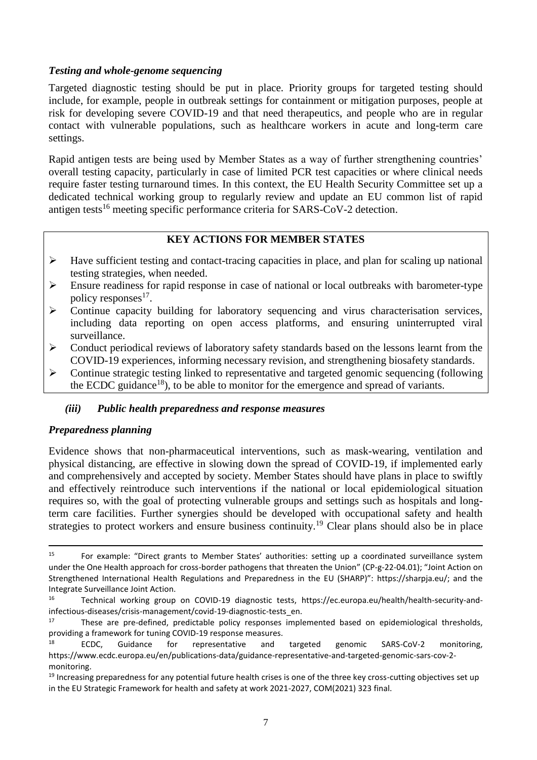### *Testing and whole-genome sequencing*

Targeted diagnostic testing should be put in place. Priority groups for targeted testing should include, for example, people in outbreak settings for containment or mitigation purposes, people at risk for developing severe COVID-19 and that need therapeutics, and people who are in regular contact with vulnerable populations, such as healthcare workers in acute and long-term care settings.

Rapid antigen tests are being used by Member States as a way of further strengthening countries' overall testing capacity, particularly in case of limited PCR test capacities or where clinical needs require faster testing turnaround times. In this context, the EU Health Security Committee set up a dedicated technical working group to regularly review and update an EU common list of rapid antigen tests[16] meeting specific performance criteria for SARS-CoV-2 detection.

**KEY ACTIONS FOR MEMBER STATES**

- Have sufficient testing and contact-tracing capacities in place, and plan for scaling up national testing strategies, when needed.
- Ensure readiness for rapid response in case of national or local outbreaks with barometer-type policy responses[17].
- Continue capacity building for laboratory sequencing and virus characterisation services, including data reporting on open access platforms, and ensuring uninterrupted viral surveillance.
- Conduct periodical reviews of laboratory safety standards based on the lessons learnt from the COVID-19 experiences, informing necessary revision, and strengthening biosafety standards.
- Continue strategic testing linked to representative and targeted genomic sequencing (following the ECDC guidance[18]), to be able to monitor for the emergence and spread of variants.

### *(iii) Public health preparedness and response measures*

### *Preparedness planning*

Evidence shows that non-pharmaceutical interventions, such as mask-wearing, ventilation and physical distancing, are effective in slowing down the spread of COVID-19, if implemented early and comprehensively and accepted by society. Member States should have plans in place to swiftly and effectively reintroduce such interventions if the national or local epidemiological situation requires so, with the goal of protecting vulnerable groups and settings such as hospitals and long-term care facilities. Further synergies should be developed with occupational safety and health strategies to protect workers and ensure business continuity.[19] Clear plans should also be in place

---

[15] For example: "Direct grants to Member States' authorities: setting up a coordinated surveillance system under the One Health approach for cross-border pathogens that threaten the Union" (CP-g-22-04.01); "Joint Action on Strengthened International Health Regulations and Preparedness in the EU (SHARP)": https://sharpja.eu/; and the Integrate Surveillance Joint Action.

[16] Technical working group on COVID-19 diagnostic tests, https://ec.europa.eu/health/health-security-and-infectious-diseases/crisis-management/covid-19-diagnostic-tests_en.

[17] These are pre-defined, predictable policy responses implemented based on epidemiological thresholds, providing a framework for tuning COVID-19 response measures.

[18] ECDC, Guidance for representative and targeted genomic SARS-CoV-2 monitoring, https://www.ecdc.europa.eu/en/publications-data/guidance-representative-and-targeted-genomic-sars-cov-2-monitoring.

[19] Increasing preparedness for any potential future health crises is one of the three key cross-cutting objectives set up in the EU Strategic Framework for health and safety at work 2021-2027, COM(2021) 323 final.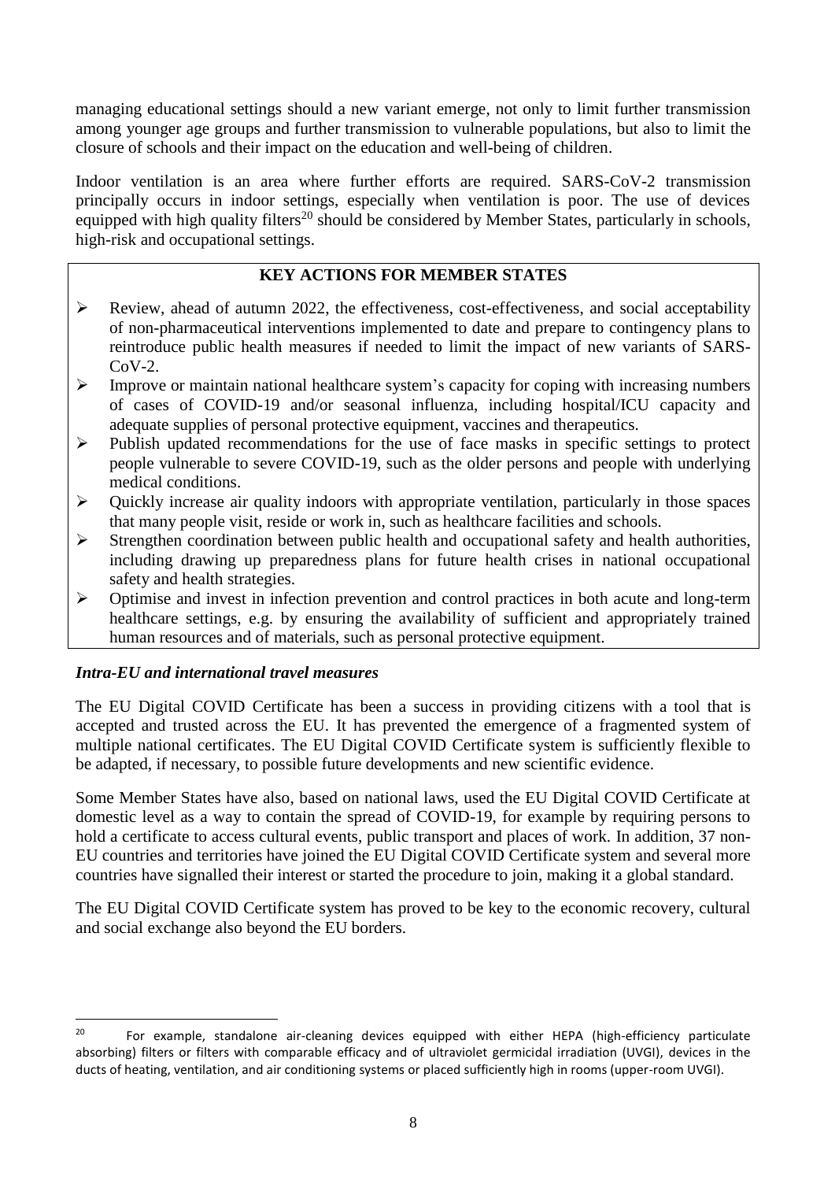managing educational settings should a new variant emerge, not only to limit further transmission among younger age groups and further transmission to vulnerable populations, but also to limit the closure of schools and their impact on the education and well-being of children.

Indoor ventilation is an area where further efforts are required. SARS-CoV-2 transmission principally occurs in indoor settings, especially when ventilation is poor. The use of devices equipped with high quality filters[20] should be considered by Member States, particularly in schools, high-risk and occupational settings.

**KEY ACTIONS FOR MEMBER STATES**

- Review, ahead of autumn 2022, the effectiveness, cost-effectiveness, and social acceptability of non-pharmaceutical interventions implemented to date and prepare to contingency plans to reintroduce public health measures if needed to limit the impact of new variants of SARS-CoV-2.
- Improve or maintain national healthcare system's capacity for coping with increasing numbers of cases of COVID-19 and/or seasonal influenza, including hospital/ICU capacity and adequate supplies of personal protective equipment, vaccines and therapeutics.
- Publish updated recommendations for the use of face masks in specific settings to protect people vulnerable to severe COVID-19, such as the older persons and people with underlying medical conditions.
- Quickly increase air quality indoors with appropriate ventilation, particularly in those spaces that many people visit, reside or work in, such as healthcare facilities and schools.
- Strengthen coordination between public health and occupational safety and health authorities, including drawing up preparedness plans for future health crises in national occupational safety and health strategies.
- Optimise and invest in infection prevention and control practices in both acute and long-term healthcare settings, e.g. by ensuring the availability of sufficient and appropriately trained human resources and of materials, such as personal protective equipment.

***Intra-EU and international travel measures***

The EU Digital COVID Certificate has been a success in providing citizens with a tool that is accepted and trusted across the EU. It has prevented the emergence of a fragmented system of multiple national certificates. The EU Digital COVID Certificate system is sufficiently flexible to be adapted, if necessary, to possible future developments and new scientific evidence.

Some Member States have also, based on national laws, used the EU Digital COVID Certificate at domestic level as a way to contain the spread of COVID-19, for example by requiring persons to hold a certificate to access cultural events, public transport and places of work. In addition, 37 non-EU countries and territories have joined the EU Digital COVID Certificate system and several more countries have signalled their interest or started the procedure to join, making it a global standard.

The EU Digital COVID Certificate system has proved to be key to the economic recovery, cultural and social exchange also beyond the EU borders.

---

[20] For example, standalone air-cleaning devices equipped with either HEPA (high-efficiency particulate absorbing) filters or filters with comparable efficacy and of ultraviolet germicidal irradiation (UVGI), devices in the ducts of heating, ventilation, and air conditioning systems or placed sufficiently high in rooms (upper-room UVGI).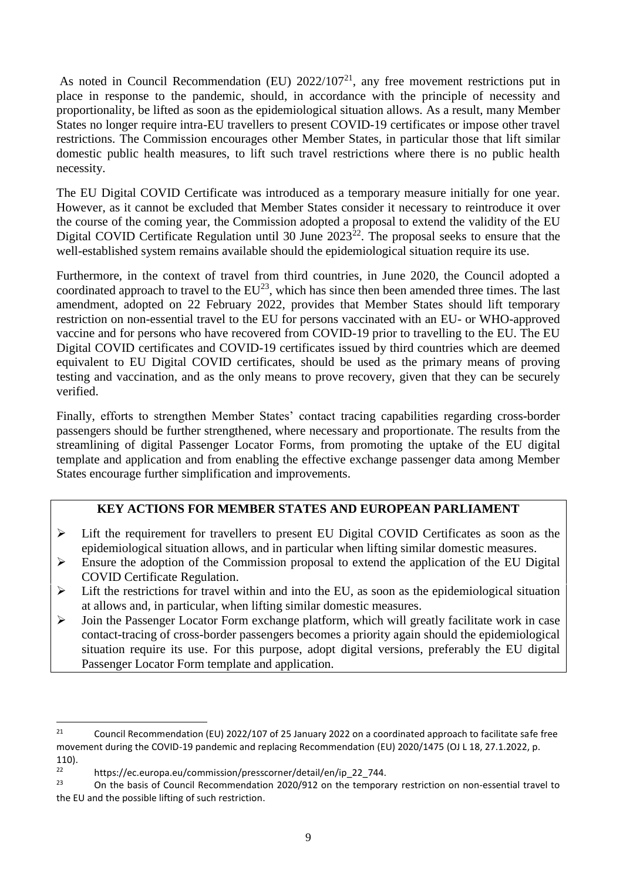As noted in Council Recommendation (EU) 2022/107[21], any free movement restrictions put in place in response to the pandemic, should, in accordance with the principle of necessity and proportionality, be lifted as soon as the epidemiological situation allows. As a result, many Member States no longer require intra-EU travellers to present COVID-19 certificates or impose other travel restrictions. The Commission encourages other Member States, in particular those that lift similar domestic public health measures, to lift such travel restrictions where there is no public health necessity.

The EU Digital COVID Certificate was introduced as a temporary measure initially for one year. However, as it cannot be excluded that Member States consider it necessary to reintroduce it over the course of the coming year, the Commission adopted a proposal to extend the validity of the EU Digital COVID Certificate Regulation until 30 June 2023[22]. The proposal seeks to ensure that the well-established system remains available should the epidemiological situation require its use.

Furthermore, in the context of travel from third countries, in June 2020, the Council adopted a coordinated approach to travel to the EU[23], which has since then been amended three times. The last amendment, adopted on 22 February 2022, provides that Member States should lift temporary restriction on non-essential travel to the EU for persons vaccinated with an EU- or WHO-approved vaccine and for persons who have recovered from COVID-19 prior to travelling to the EU. The EU Digital COVID certificates and COVID-19 certificates issued by third countries which are deemed equivalent to EU Digital COVID certificates, should be used as the primary means of proving testing and vaccination, and as the only means to prove recovery, given that they can be securely verified.

Finally, efforts to strengthen Member States' contact tracing capabilities regarding cross-border passengers should be further strengthened, where necessary and proportionate. The results from the streamlining of digital Passenger Locator Forms, from promoting the uptake of the EU digital template and application and from enabling the effective exchange passenger data among Member States encourage further simplification and improvements.

**KEY ACTIONS FOR MEMBER STATES AND EUROPEAN PARLIAMENT**

- Lift the requirement for travellers to present EU Digital COVID Certificates as soon as the epidemiological situation allows, and in particular when lifting similar domestic measures.
- Ensure the adoption of the Commission proposal to extend the application of the EU Digital COVID Certificate Regulation.
- Lift the restrictions for travel within and into the EU, as soon as the epidemiological situation at allows and, in particular, when lifting similar domestic measures.
- Join the Passenger Locator Form exchange platform, which will greatly facilitate work in case contact-tracing of cross-border passengers becomes a priority again should the epidemiological situation require its use. For this purpose, adopt digital versions, preferably the EU digital Passenger Locator Form template and application.

---

[21] Council Recommendation (EU) 2022/107 of 25 January 2022 on a coordinated approach to facilitate safe free movement during the COVID-19 pandemic and replacing Recommendation (EU) 2020/1475 (OJ L 18, 27.1.2022, p. 110).

[22] https://ec.europa.eu/commission/presscorner/detail/en/ip_22_744.

[23] On the basis of Council Recommendation 2020/912 on the temporary restriction on non-essential travel to the EU and the possible lifting of such restriction.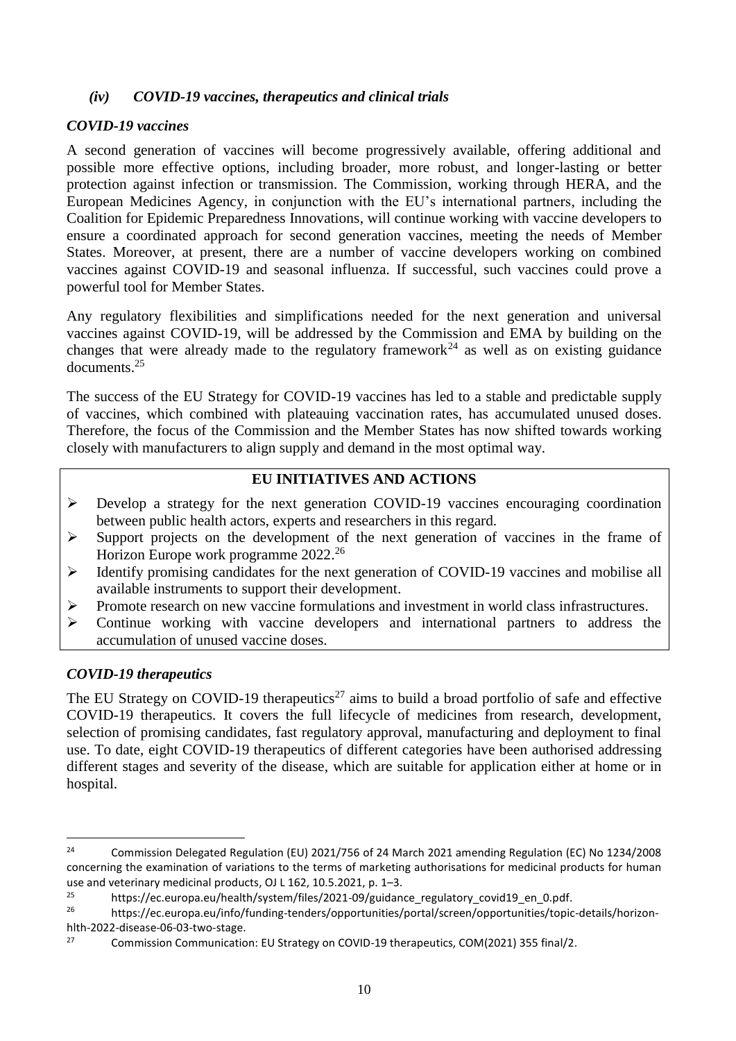### *(iv) COVID-19 vaccines, therapeutics and clinical trials*

#### *COVID-19 vaccines*

A second generation of vaccines will become progressively available, offering additional and possible more effective options, including broader, more robust, and longer-lasting or better protection against infection or transmission. The Commission, working through HERA, and the European Medicines Agency, in conjunction with the EU's international partners, including the Coalition for Epidemic Preparedness Innovations, will continue working with vaccine developers to ensure a coordinated approach for second generation vaccines, meeting the needs of Member States. Moreover, at present, there are a number of vaccine developers working on combined vaccines against COVID-19 and seasonal influenza. If successful, such vaccines could prove a powerful tool for Member States.

Any regulatory flexibilities and simplifications needed for the next generation and universal vaccines against COVID-19, will be addressed by the Commission and EMA by building on the changes that were already made to the regulatory framework[24] as well as on existing guidance documents.[25]

The success of the EU Strategy for COVID-19 vaccines has led to a stable and predictable supply of vaccines, which combined with plateauing vaccination rates, has accumulated unused doses. Therefore, the focus of the Commission and the Member States has now shifted towards working closely with manufacturers to align supply and demand in the most optimal way.

**EU INITIATIVES AND ACTIONS**

- Develop a strategy for the next generation COVID-19 vaccines encouraging coordination between public health actors, experts and researchers in this regard.
- Support projects on the development of the next generation of vaccines in the frame of Horizon Europe work programme 2022.[26]
- Identify promising candidates for the next generation of COVID-19 vaccines and mobilise all available instruments to support their development.
- Promote research on new vaccine formulations and investment in world class infrastructures.
- Continue working with vaccine developers and international partners to address the accumulation of unused vaccine doses.

#### *COVID-19 therapeutics*

The EU Strategy on COVID-19 therapeutics[27] aims to build a broad portfolio of safe and effective COVID-19 therapeutics. It covers the full lifecycle of medicines from research, development, selection of promising candidates, fast regulatory approval, manufacturing and deployment to final use. To date, eight COVID-19 therapeutics of different categories have been authorised addressing different stages and severity of the disease, which are suitable for application either at home or in hospital.

---

[24] Commission Delegated Regulation (EU) 2021/756 of 24 March 2021 amending Regulation (EC) No 1234/2008 concerning the examination of variations to the terms of marketing authorisations for medicinal products for human use and veterinary medicinal products, OJ L 162, 10.5.2021, p. 1–3.

[25] https://ec.europa.eu/health/system/files/2021-09/guidance_regulatory_covid19_en_0.pdf.

[26] https://ec.europa.eu/info/funding-tenders/opportunities/portal/screen/opportunities/topic-details/horizon-hlth-2022-disease-06-03-two-stage.

[27] Commission Communication: EU Strategy on COVID-19 therapeutics, COM(2021) 355 final/2.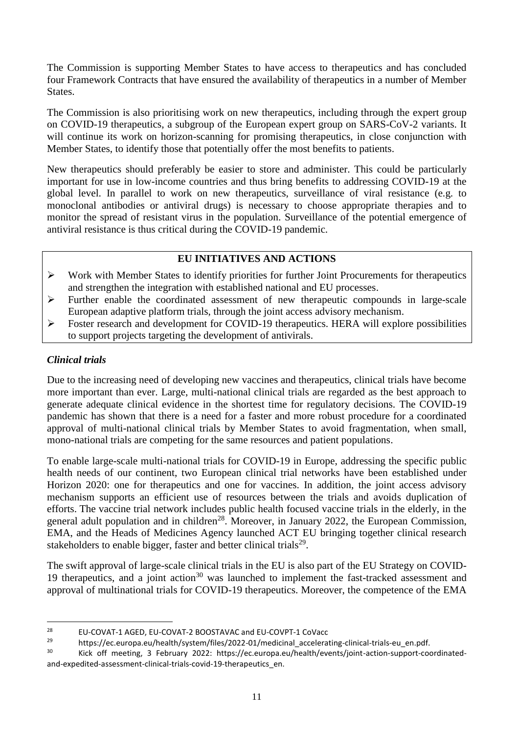The Commission is supporting Member States to have access to therapeutics and has concluded four Framework Contracts that have ensured the availability of therapeutics in a number of Member States.

The Commission is also prioritising work on new therapeutics, including through the expert group on COVID-19 therapeutics, a subgroup of the European expert group on SARS-CoV-2 variants. It will continue its work on horizon-scanning for promising therapeutics, in close conjunction with Member States, to identify those that potentially offer the most benefits to patients.

New therapeutics should preferably be easier to store and administer. This could be particularly important for use in low-income countries and thus bring benefits to addressing COVID-19 at the global level. In parallel to work on new therapeutics, surveillance of viral resistance (e.g. to monoclonal antibodies or antiviral drugs) is necessary to choose appropriate therapies and to monitor the spread of resistant virus in the population. Surveillance of the potential emergence of antiviral resistance is thus critical during the COVID-19 pandemic.

**EU INITIATIVES AND ACTIONS**

- Work with Member States to identify priorities for further Joint Procurements for therapeutics and strengthen the integration with established national and EU processes.
- Further enable the coordinated assessment of new therapeutic compounds in large-scale European adaptive platform trials, through the joint access advisory mechanism.
- Foster research and development for COVID-19 therapeutics. HERA will explore possibilities to support projects targeting the development of antivirals.

### *Clinical trials*

Due to the increasing need of developing new vaccines and therapeutics, clinical trials have become more important than ever. Large, multi-national clinical trials are regarded as the best approach to generate adequate clinical evidence in the shortest time for regulatory decisions. The COVID-19 pandemic has shown that there is a need for a faster and more robust procedure for a coordinated approval of multi-national clinical trials by Member States to avoid fragmentation, when small, mono-national trials are competing for the same resources and patient populations.

To enable large-scale multi-national trials for COVID-19 in Europe, addressing the specific public health needs of our continent, two European clinical trial networks have been established under Horizon 2020: one for therapeutics and one for vaccines. In addition, the joint access advisory mechanism supports an efficient use of resources between the trials and avoids duplication of efforts. The vaccine trial network includes public health focused vaccine trials in the elderly, in the general adult population and in children[28]. Moreover, in January 2022, the European Commission, EMA, and the Heads of Medicines Agency launched ACT EU bringing together clinical research stakeholders to enable bigger, faster and better clinical trials[29].

The swift approval of large-scale clinical trials in the EU is also part of the EU Strategy on COVID-19 therapeutics, and a joint action[30] was launched to implement the fast-tracked assessment and approval of multinational trials for COVID-19 therapeutics. Moreover, the competence of the EMA

---

[28] EU-COVAT-1 AGED, EU-COVAT-2 BOOSTAVAC and EU-COVPT-1 CoVacc

[29] https://ec.europa.eu/health/system/files/2022-01/medicinal_accelerating-clinical-trials-eu_en.pdf.

[30] Kick off meeting, 3 February 2022: https://ec.europa.eu/health/events/joint-action-support-coordinated-and-expedited-assessment-clinical-trials-covid-19-therapeutics_en.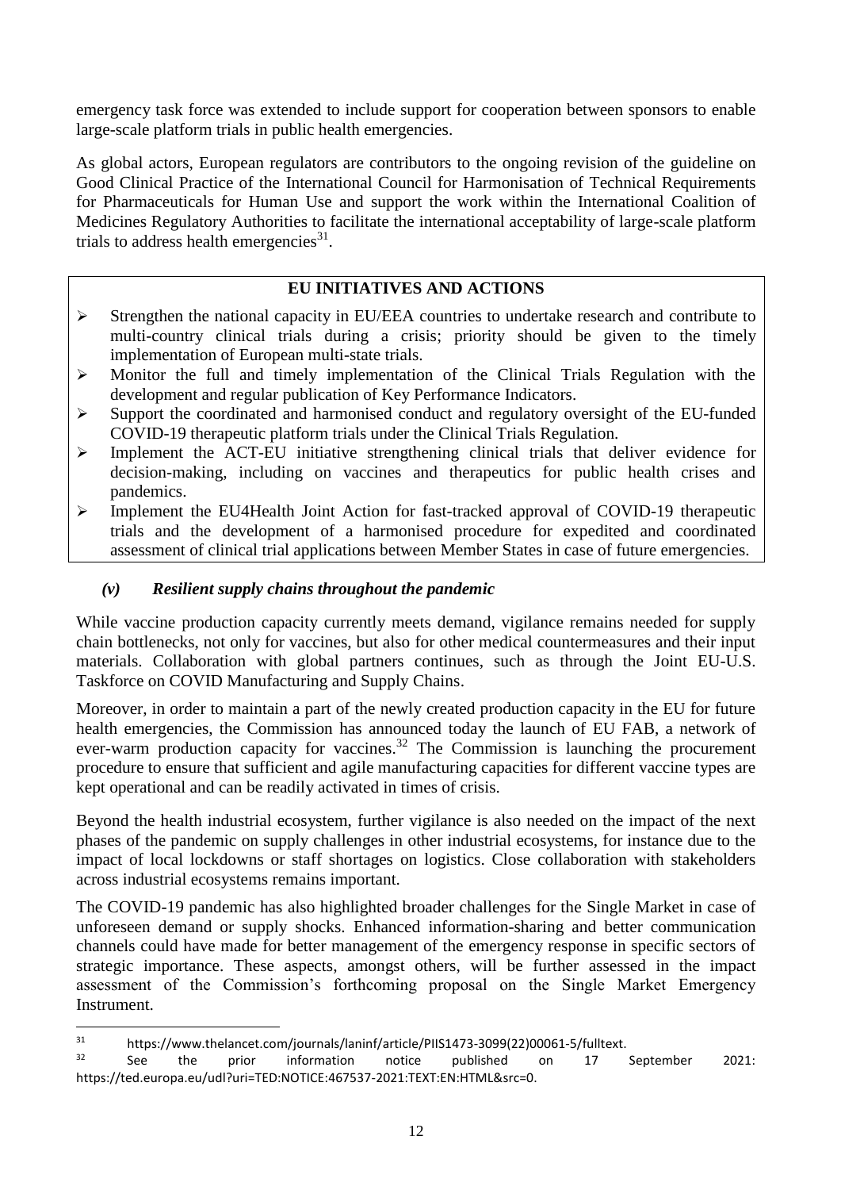emergency task force was extended to include support for cooperation between sponsors to enable large-scale platform trials in public health emergencies.

As global actors, European regulators are contributors to the ongoing revision of the guideline on Good Clinical Practice of the International Council for Harmonisation of Technical Requirements for Pharmaceuticals for Human Use and support the work within the International Coalition of Medicines Regulatory Authorities to facilitate the international acceptability of large-scale platform trials to address health emergencies[31].

**EU INITIATIVES AND ACTIONS**

- Strengthen the national capacity in EU/EEA countries to undertake research and contribute to multi-country clinical trials during a crisis; priority should be given to the timely implementation of European multi-state trials.
- Monitor the full and timely implementation of the Clinical Trials Regulation with the development and regular publication of Key Performance Indicators.
- Support the coordinated and harmonised conduct and regulatory oversight of the EU-funded COVID-19 therapeutic platform trials under the Clinical Trials Regulation.
- Implement the ACT-EU initiative strengthening clinical trials that deliver evidence for decision-making, including on vaccines and therapeutics for public health crises and pandemics.
- Implement the EU4Health Joint Action for fast-tracked approval of COVID-19 therapeutic trials and the development of a harmonised procedure for expedited and coordinated assessment of clinical trial applications between Member States in case of future emergencies.

### *(v) Resilient supply chains throughout the pandemic*

While vaccine production capacity currently meets demand, vigilance remains needed for supply chain bottlenecks, not only for vaccines, but also for other medical countermeasures and their input materials. Collaboration with global partners continues, such as through the Joint EU-U.S. Taskforce on COVID Manufacturing and Supply Chains.

Moreover, in order to maintain a part of the newly created production capacity in the EU for future health emergencies, the Commission has announced today the launch of EU FAB, a network of ever-warm production capacity for vaccines.[32] The Commission is launching the procurement procedure to ensure that sufficient and agile manufacturing capacities for different vaccine types are kept operational and can be readily activated in times of crisis.

Beyond the health industrial ecosystem, further vigilance is also needed on the impact of the next phases of the pandemic on supply challenges in other industrial ecosystems, for instance due to the impact of local lockdowns or staff shortages on logistics. Close collaboration with stakeholders across industrial ecosystems remains important.

The COVID-19 pandemic has also highlighted broader challenges for the Single Market in case of unforeseen demand or supply shocks. Enhanced information-sharing and better communication channels could have made for better management of the emergency response in specific sectors of strategic importance. These aspects, amongst others, will be further assessed in the impact assessment of the Commission's forthcoming proposal on the Single Market Emergency Instrument.

---

[31] https://www.thelancet.com/journals/laninf/article/PIIS1473-3099(22)00061-5/fulltext.

[32] See the prior information notice published on 17 September 2021: https://ted.europa.eu/udl?uri=TED:NOTICE:467537-2021:TEXT:EN:HTML&src=0.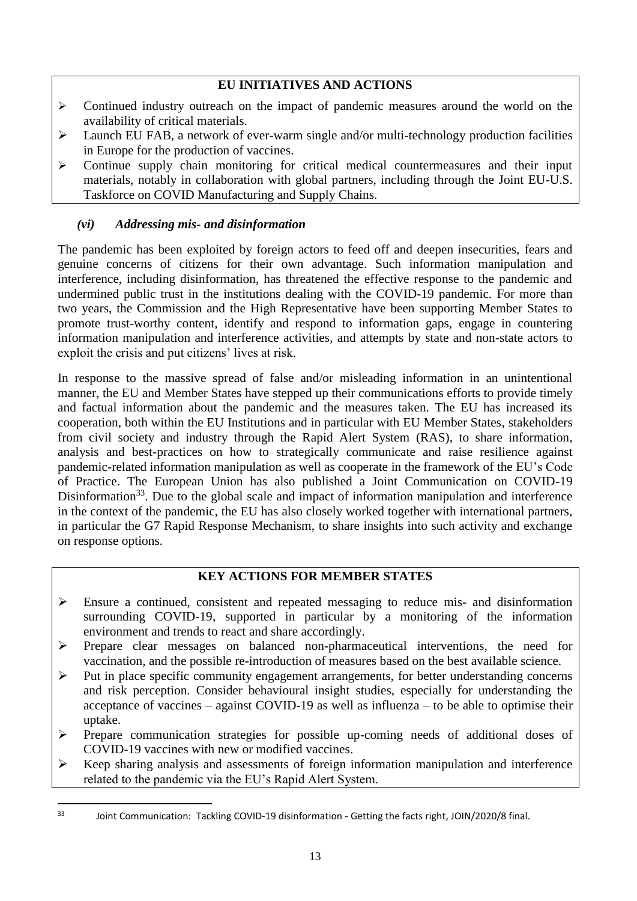**EU INITIATIVES AND ACTIONS**

- Continued industry outreach on the impact of pandemic measures around the world on the availability of critical materials.
- Launch EU FAB, a network of ever-warm single and/or multi-technology production facilities in Europe for the production of vaccines.
- Continue supply chain monitoring for critical medical countermeasures and their input materials, notably in collaboration with global partners, including through the Joint EU-U.S. Taskforce on COVID Manufacturing and Supply Chains.

### *(vi) Addressing mis- and disinformation*

The pandemic has been exploited by foreign actors to feed off and deepen insecurities, fears and genuine concerns of citizens for their own advantage. Such information manipulation and interference, including disinformation, has threatened the effective response to the pandemic and undermined public trust in the institutions dealing with the COVID-19 pandemic. For more than two years, the Commission and the High Representative have been supporting Member States to promote trust-worthy content, identify and respond to information gaps, engage in countering information manipulation and interference activities, and attempts by state and non-state actors to exploit the crisis and put citizens' lives at risk.

In response to the massive spread of false and/or misleading information in an unintentional manner, the EU and Member States have stepped up their communications efforts to provide timely and factual information about the pandemic and the measures taken. The EU has increased its cooperation, both within the EU Institutions and in particular with EU Member States, stakeholders from civil society and industry through the Rapid Alert System (RAS), to share information, analysis and best-practices on how to strategically communicate and raise resilience against pandemic-related information manipulation as well as cooperate in the framework of the EU's Code of Practice. The European Union has also published a Joint Communication on COVID-19 Disinformation[33]. Due to the global scale and impact of information manipulation and interference in the context of the pandemic, the EU has also closely worked together with international partners, in particular the G7 Rapid Response Mechanism, to share insights into such activity and exchange on response options.

**KEY ACTIONS FOR MEMBER STATES**

- Ensure a continued, consistent and repeated messaging to reduce mis- and disinformation surrounding COVID-19, supported in particular by a monitoring of the information environment and trends to react and share accordingly.
- Prepare clear messages on balanced non-pharmaceutical interventions, the need for vaccination, and the possible re-introduction of measures based on the best available science.
- Put in place specific community engagement arrangements, for better understanding concerns and risk perception. Consider behavioural insight studies, especially for understanding the acceptance of vaccines – against COVID-19 as well as influenza – to be able to optimise their uptake.
- Prepare communication strategies for possible up-coming needs of additional doses of COVID-19 vaccines with new or modified vaccines.
- Keep sharing analysis and assessments of foreign information manipulation and interference related to the pandemic via the EU's Rapid Alert System.

---

[33] Joint Communication: Tackling COVID-19 disinformation - Getting the facts right, JOIN/2020/8 final.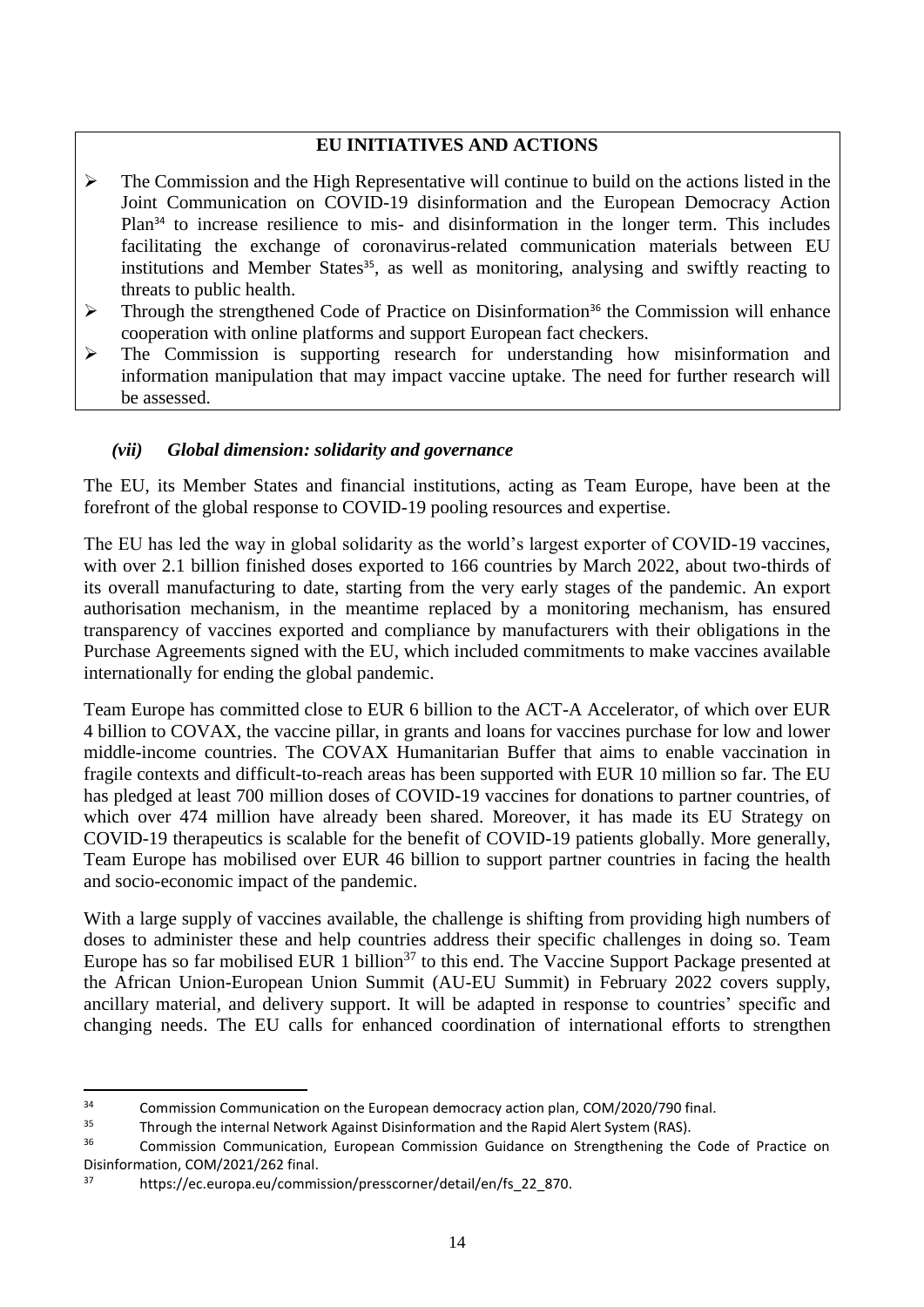**EU INITIATIVES AND ACTIONS**

- The Commission and the High Representative will continue to build on the actions listed in the Joint Communication on COVID-19 disinformation and the European Democracy Action Plan[34] to increase resilience to mis- and disinformation in the longer term. This includes facilitating the exchange of coronavirus-related communication materials between EU institutions and Member States[35], as well as monitoring, analysing and swiftly reacting to threats to public health.
- Through the strengthened Code of Practice on Disinformation[36] the Commission will enhance cooperation with online platforms and support European fact checkers.
- The Commission is supporting research for understanding how misinformation and information manipulation that may impact vaccine uptake. The need for further research will be assessed.

### *(vii) Global dimension: solidarity and governance*

The EU, its Member States and financial institutions, acting as Team Europe, have been at the forefront of the global response to COVID-19 pooling resources and expertise.

The EU has led the way in global solidarity as the world's largest exporter of COVID-19 vaccines, with over 2.1 billion finished doses exported to 166 countries by March 2022, about two-thirds of its overall manufacturing to date, starting from the very early stages of the pandemic. An export authorisation mechanism, in the meantime replaced by a monitoring mechanism, has ensured transparency of vaccines exported and compliance by manufacturers with their obligations in the Purchase Agreements signed with the EU, which included commitments to make vaccines available internationally for ending the global pandemic.

Team Europe has committed close to EUR 6 billion to the ACT-A Accelerator, of which over EUR 4 billion to COVAX, the vaccine pillar, in grants and loans for vaccines purchase for low and lower middle-income countries. The COVAX Humanitarian Buffer that aims to enable vaccination in fragile contexts and difficult-to-reach areas has been supported with EUR 10 million so far. The EU has pledged at least 700 million doses of COVID-19 vaccines for donations to partner countries, of which over 474 million have already been shared. Moreover, it has made its EU Strategy on COVID-19 therapeutics is scalable for the benefit of COVID-19 patients globally. More generally, Team Europe has mobilised over EUR 46 billion to support partner countries in facing the health and socio-economic impact of the pandemic.

With a large supply of vaccines available, the challenge is shifting from providing high numbers of doses to administer these and help countries address their specific challenges in doing so. Team Europe has so far mobilised EUR 1 billion[37] to this end. The Vaccine Support Package presented at the African Union-European Union Summit (AU-EU Summit) in February 2022 covers supply, ancillary material, and delivery support. It will be adapted in response to countries' specific and changing needs. The EU calls for enhanced coordination of international efforts to strengthen

---

[34] Commission Communication on the European democracy action plan, COM/2020/790 final.

[35] Through the internal Network Against Disinformation and the Rapid Alert System (RAS).

[36] Commission Communication, European Commission Guidance on Strengthening the Code of Practice on Disinformation, COM/2021/262 final.

[37] https://ec.europa.eu/commission/presscorner/detail/en/fs_22_870.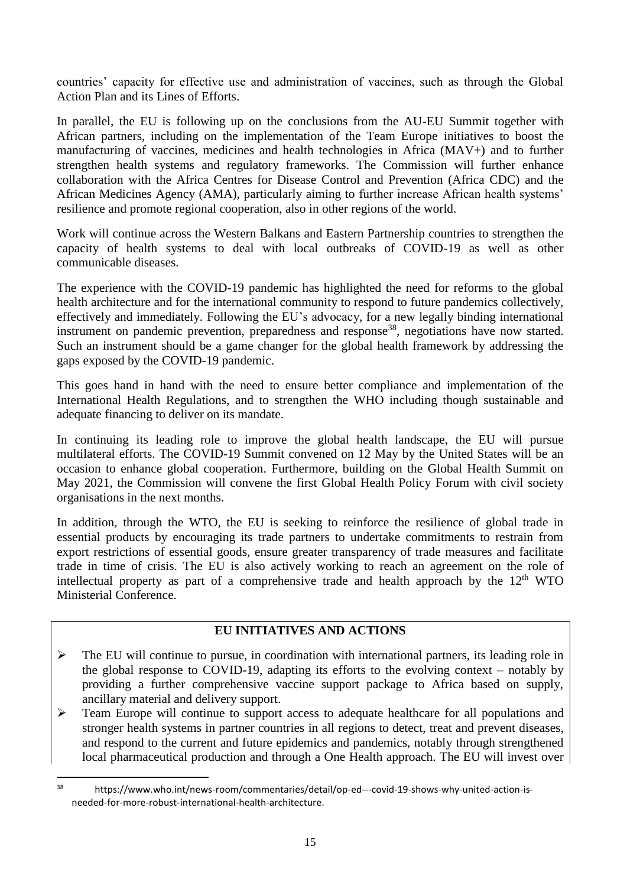countries' capacity for effective use and administration of vaccines, such as through the Global Action Plan and its Lines of Efforts.

In parallel, the EU is following up on the conclusions from the AU-EU Summit together with African partners, including on the implementation of the Team Europe initiatives to boost the manufacturing of vaccines, medicines and health technologies in Africa (MAV+) and to further strengthen health systems and regulatory frameworks. The Commission will further enhance collaboration with the Africa Centres for Disease Control and Prevention (Africa CDC) and the African Medicines Agency (AMA), particularly aiming to further increase African health systems' resilience and promote regional cooperation, also in other regions of the world.

Work will continue across the Western Balkans and Eastern Partnership countries to strengthen the capacity of health systems to deal with local outbreaks of COVID-19 as well as other communicable diseases.

The experience with the COVID-19 pandemic has highlighted the need for reforms to the global health architecture and for the international community to respond to future pandemics collectively, effectively and immediately. Following the EU's advocacy, for a new legally binding international instrument on pandemic prevention, preparedness and response[38], negotiations have now started. Such an instrument should be a game changer for the global health framework by addressing the gaps exposed by the COVID-19 pandemic.

This goes hand in hand with the need to ensure better compliance and implementation of the International Health Regulations, and to strengthen the WHO including though sustainable and adequate financing to deliver on its mandate.

In continuing its leading role to improve the global health landscape, the EU will pursue multilateral efforts. The COVID-19 Summit convened on 12 May by the United States will be an occasion to enhance global cooperation. Furthermore, building on the Global Health Summit on May 2021, the Commission will convene the first Global Health Policy Forum with civil society organisations in the next months.

In addition, through the WTO, the EU is seeking to reinforce the resilience of global trade in essential products by encouraging its trade partners to undertake commitments to restrain from export restrictions of essential goods, ensure greater transparency of trade measures and facilitate trade in time of crisis. The EU is also actively working to reach an agreement on the role of intellectual property as part of a comprehensive trade and health approach by the 12th WTO Ministerial Conference.

**EU INITIATIVES AND ACTIONS**

- The EU will continue to pursue, in coordination with international partners, its leading role in the global response to COVID-19, adapting its efforts to the evolving context – notably by providing a further comprehensive vaccine support package to Africa based on supply, ancillary material and delivery support.
- Team Europe will continue to support access to adequate healthcare for all populations and stronger health systems in partner countries in all regions to detect, treat and prevent diseases, and respond to the current and future epidemics and pandemics, notably through strengthened local pharmaceutical production and through a One Health approach. The EU will invest over

[38] https://www.who.int/news-room/commentaries/detail/op-ed---covid-19-shows-why-united-action-is-needed-for-more-robust-international-health-architecture.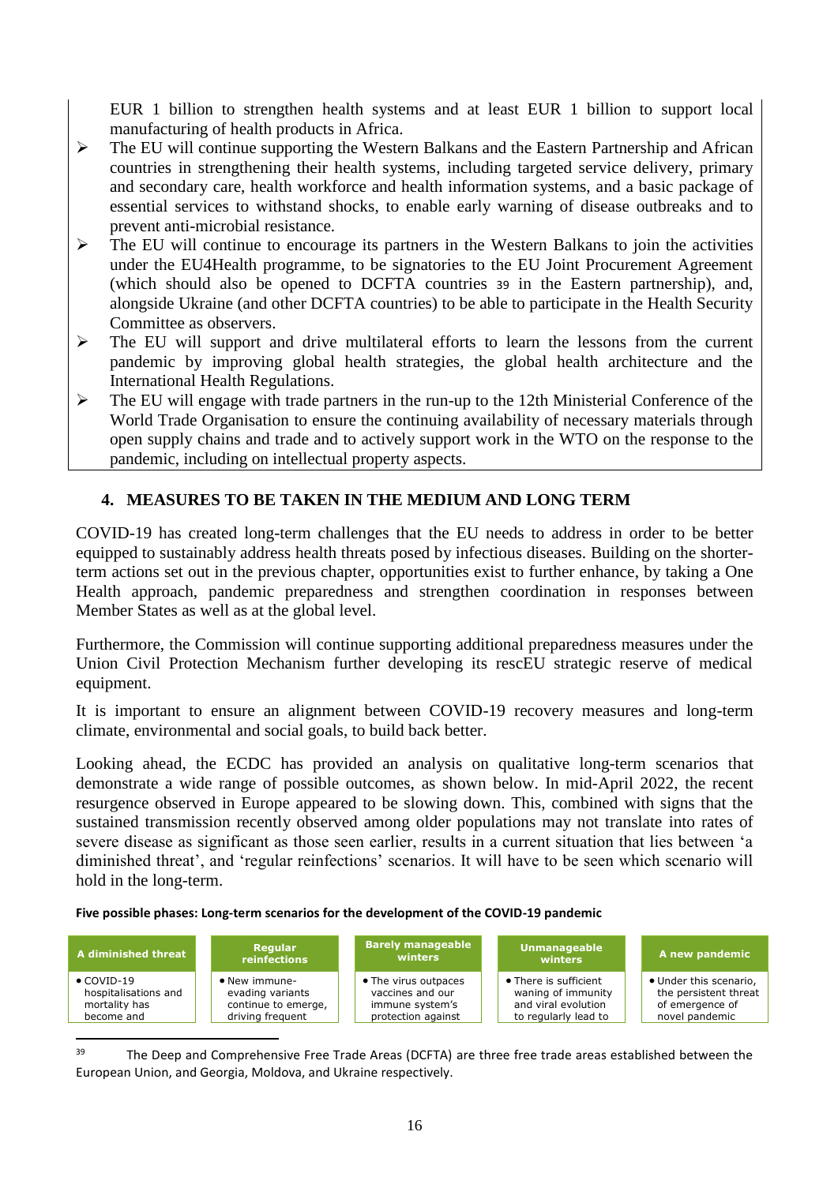EUR 1 billion to strengthen health systems and at least EUR 1 billion to support local manufacturing of health products in Africa.

- The EU will continue supporting the Western Balkans and the Eastern Partnership and African countries in strengthening their health systems, including targeted service delivery, primary and secondary care, health workforce and health information systems, and a basic package of essential services to withstand shocks, to enable early warning of disease outbreaks and to prevent anti-microbial resistance.
- The EU will continue to encourage its partners in the Western Balkans to join the activities under the EU4Health programme, to be signatories to the EU Joint Procurement Agreement (which should also be opened to DCFTA countries [39] in the Eastern partnership), and, alongside Ukraine (and other DCFTA countries) to be able to participate in the Health Security Committee as observers.
- The EU will support and drive multilateral efforts to learn the lessons from the current pandemic by improving global health strategies, the global health architecture and the International Health Regulations.
- The EU will engage with trade partners in the run-up to the 12th Ministerial Conference of the World Trade Organisation to ensure the continuing availability of necessary materials through open supply chains and trade and to actively support work in the WTO on the response to the pandemic, including on intellectual property aspects.

## 4. MEASURES TO BE TAKEN IN THE MEDIUM AND LONG TERM

COVID-19 has created long-term challenges that the EU needs to address in order to be better equipped to sustainably address health threats posed by infectious diseases. Building on the shorter-term actions set out in the previous chapter, opportunities exist to further enhance, by taking a One Health approach, pandemic preparedness and strengthen coordination in responses between Member States as well as at the global level.

Furthermore, the Commission will continue supporting additional preparedness measures under the Union Civil Protection Mechanism further developing its rescEU strategic reserve of medical equipment.

It is important to ensure an alignment between COVID-19 recovery measures and long-term climate, environmental and social goals, to build back better.

Looking ahead, the ECDC has provided an analysis on qualitative long-term scenarios that demonstrate a wide range of possible outcomes, as shown below. In mid-April 2022, the recent resurgence observed in Europe appeared to be slowing down. This, combined with signs that the sustained transmission recently observed among older populations may not translate into rates of severe disease as significant as those seen earlier, results in a current situation that lies between 'a diminished threat', and 'regular reinfections' scenarios. It will have to be seen which scenario will hold in the long-term.

**Five possible phases: Long-term scenarios for the development of the COVID-19 pandemic**

| A diminished threat | Regular reinfections | Barely manageable winters | Unmanageable winters | A new pandemic |
|---|---|---|---|---|
| • COVID-19 hospitalisations and mortality has become and | • New immune-evading variants continue to emerge, driving frequent | • The virus outpaces vaccines and our immune system's protection against | • There is sufficient waning of immunity and viral evolution to regularly lead to | • Under this scenario, the persistent threat of emergence of novel pandemic |

[39] The Deep and Comprehensive Free Trade Areas (DCFTA) are three free trade areas established between the European Union, and Georgia, Moldova, and Ukraine respectively.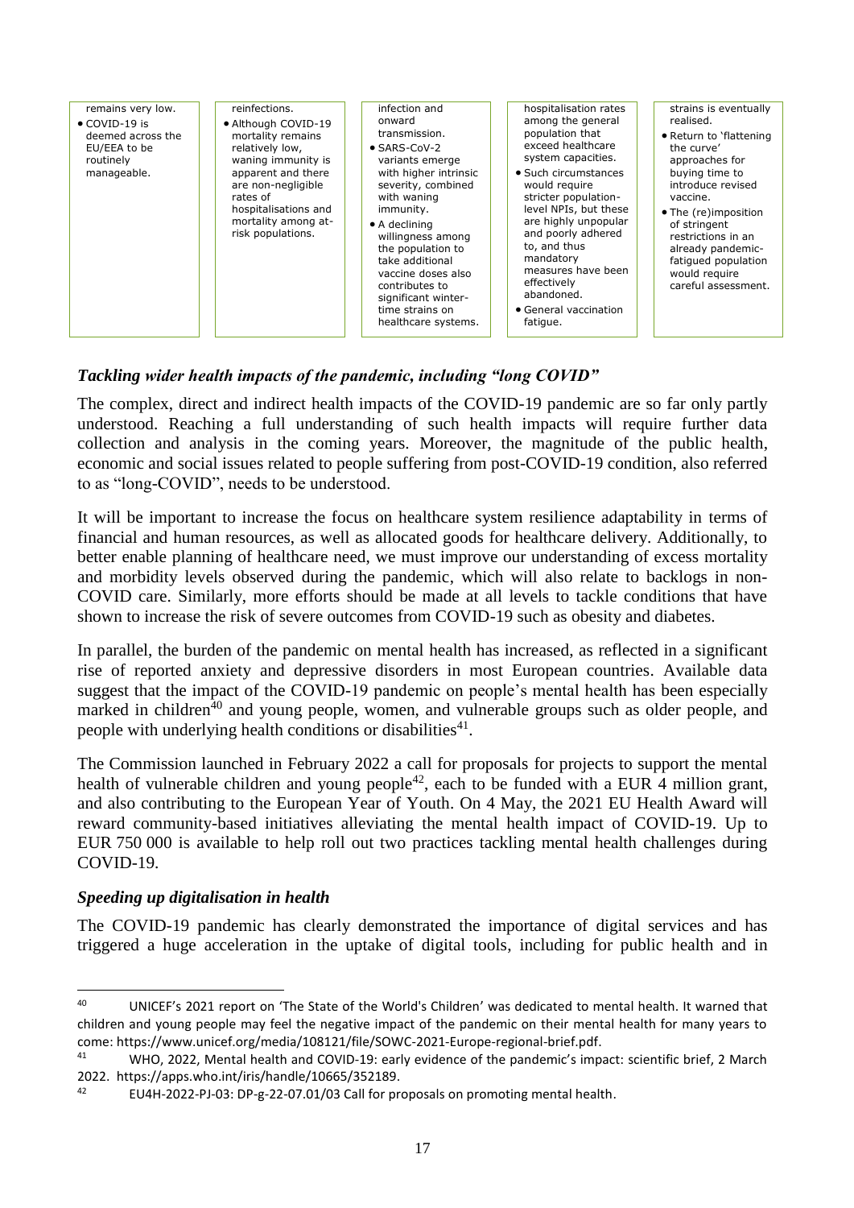| | | | | |
|---|---|---|---|---|
| remains very low.<br>• COVID-19 is deemed across the EU/EEA to be routinely manageable. | reinfections.<br>• Although COVID-19 mortality remains relatively low, waning immunity is apparent and there are non-negligible rates of hospitalisations and mortality among at-risk populations. | infection and onward transmission.<br>• SARS-CoV-2 variants emerge with higher intrinsic severity, combined with waning immunity.<br>• A declining willingness among the population to take additional vaccine doses also contributes to significant winter-time strains on healthcare systems. | hospitalisation rates among the general population that exceed healthcare system capacities.<br>• Such circumstances would require stricter population-level NPIs, but these are highly unpopular and poorly adhered to, and thus mandatory measures have been effectively abandoned.<br>• General vaccination fatigue. | strains is eventually realised.<br>• Return to 'flattening the curve' approaches for buying time to introduce revised vaccine.<br>• The (re)imposition of stringent restrictions in an already pandemic-fatigued population would require careful assessment. |

### *Tackling wider health impacts of the pandemic, including "long COVID"*

The complex, direct and indirect health impacts of the COVID-19 pandemic are so far only partly understood. Reaching a full understanding of such health impacts will require further data collection and analysis in the coming years. Moreover, the magnitude of the public health, economic and social issues related to people suffering from post-COVID-19 condition, also referred to as "long-COVID", needs to be understood.

It will be important to increase the focus on healthcare system resilience adaptability in terms of financial and human resources, as well as allocated goods for healthcare delivery. Additionally, to better enable planning of healthcare need, we must improve our understanding of excess mortality and morbidity levels observed during the pandemic, which will also relate to backlogs in non-COVID care. Similarly, more efforts should be made at all levels to tackle conditions that have shown to increase the risk of severe outcomes from COVID-19 such as obesity and diabetes.

In parallel, the burden of the pandemic on mental health has increased, as reflected in a significant rise of reported anxiety and depressive disorders in most European countries. Available data suggest that the impact of the COVID-19 pandemic on people's mental health has been especially marked in children[40] and young people, women, and vulnerable groups such as older people, and people with underlying health conditions or disabilities[41].

The Commission launched in February 2022 a call for proposals for projects to support the mental health of vulnerable children and young people[42], each to be funded with a EUR 4 million grant, and also contributing to the European Year of Youth. On 4 May, the 2021 EU Health Award will reward community-based initiatives alleviating the mental health impact of COVID-19. Up to EUR 750 000 is available to help roll out two practices tackling mental health challenges during COVID-19.

### *Speeding up digitalisation in health*

The COVID-19 pandemic has clearly demonstrated the importance of digital services and has triggered a huge acceleration in the uptake of digital tools, including for public health and in

---

[40] UNICEF's 2021 report on 'The State of the World's Children' was dedicated to mental health. It warned that children and young people may feel the negative impact of the pandemic on their mental health for many years to come: https://www.unicef.org/media/108121/file/SOWC-2021-Europe-regional-brief.pdf.

[41] WHO, 2022, Mental health and COVID-19: early evidence of the pandemic's impact: scientific brief, 2 March 2022. https://apps.who.int/iris/handle/10665/352189.

[42] EU4H-2022-PJ-03: DP-g-22-07.01/03 Call for proposals on promoting mental health.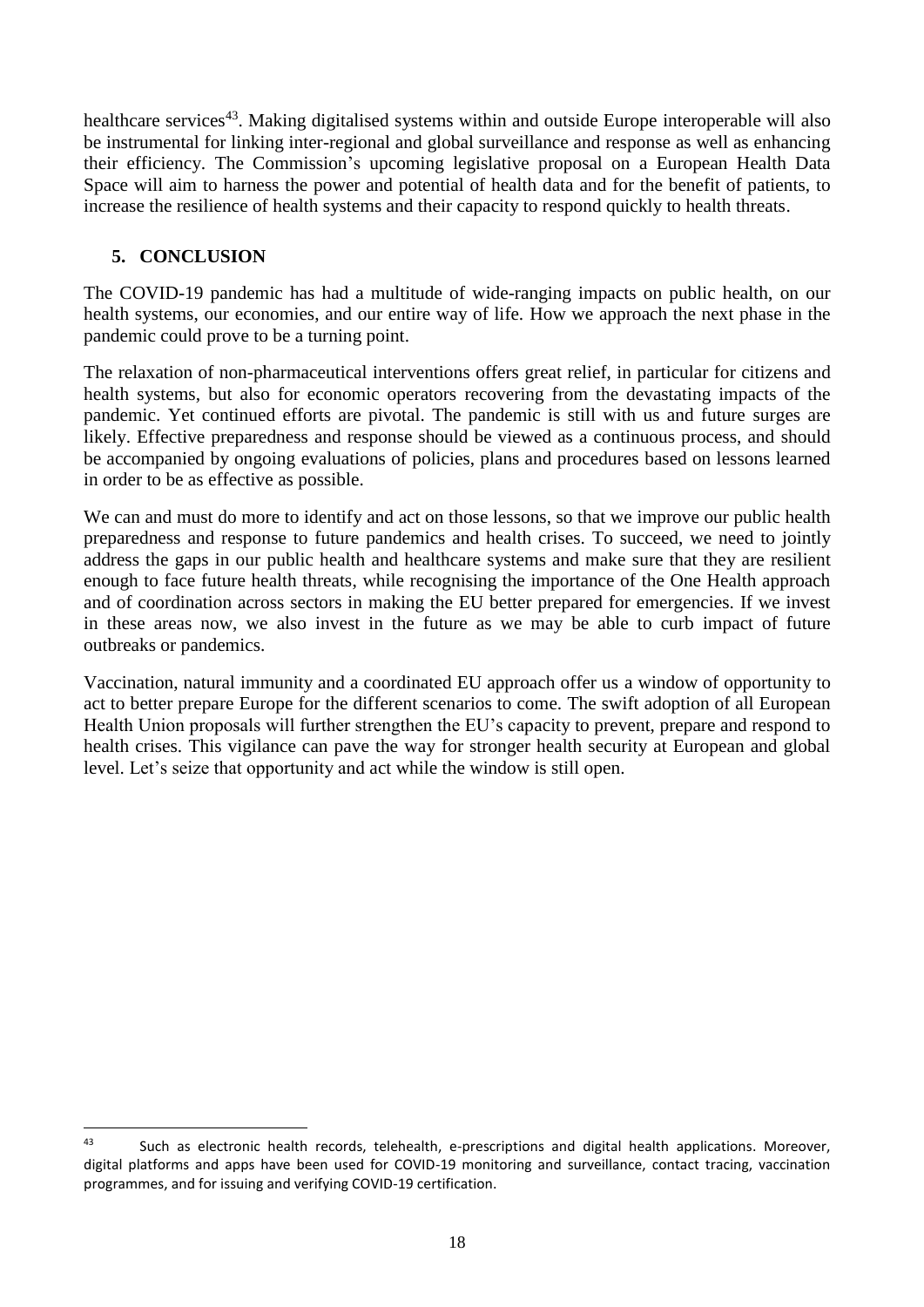healthcare services[43]. Making digitalised systems within and outside Europe interoperable will also be instrumental for linking inter-regional and global surveillance and response as well as enhancing their efficiency. The Commission's upcoming legislative proposal on a European Health Data Space will aim to harness the power and potential of health data and for the benefit of patients, to increase the resilience of health systems and their capacity to respond quickly to health threats.

## 5. CONCLUSION

The COVID-19 pandemic has had a multitude of wide-ranging impacts on public health, on our health systems, our economies, and our entire way of life. How we approach the next phase in the pandemic could prove to be a turning point.

The relaxation of non-pharmaceutical interventions offers great relief, in particular for citizens and health systems, but also for economic operators recovering from the devastating impacts of the pandemic. Yet continued efforts are pivotal. The pandemic is still with us and future surges are likely. Effective preparedness and response should be viewed as a continuous process, and should be accompanied by ongoing evaluations of policies, plans and procedures based on lessons learned in order to be as effective as possible.

We can and must do more to identify and act on those lessons, so that we improve our public health preparedness and response to future pandemics and health crises. To succeed, we need to jointly address the gaps in our public health and healthcare systems and make sure that they are resilient enough to face future health threats, while recognising the importance of the One Health approach and of coordination across sectors in making the EU better prepared for emergencies. If we invest in these areas now, we also invest in the future as we may be able to curb impact of future outbreaks or pandemics.

Vaccination, natural immunity and a coordinated EU approach offer us a window of opportunity to act to better prepare Europe for the different scenarios to come. The swift adoption of all European Health Union proposals will further strengthen the EU's capacity to prevent, prepare and respond to health crises. This vigilance can pave the way for stronger health security at European and global level. Let's seize that opportunity and act while the window is still open.

---

[43] Such as electronic health records, telehealth, e-prescriptions and digital health applications. Moreover, digital platforms and apps have been used for COVID-19 monitoring and surveillance, contact tracing, vaccination programmes, and for issuing and verifying COVID-19 certification.